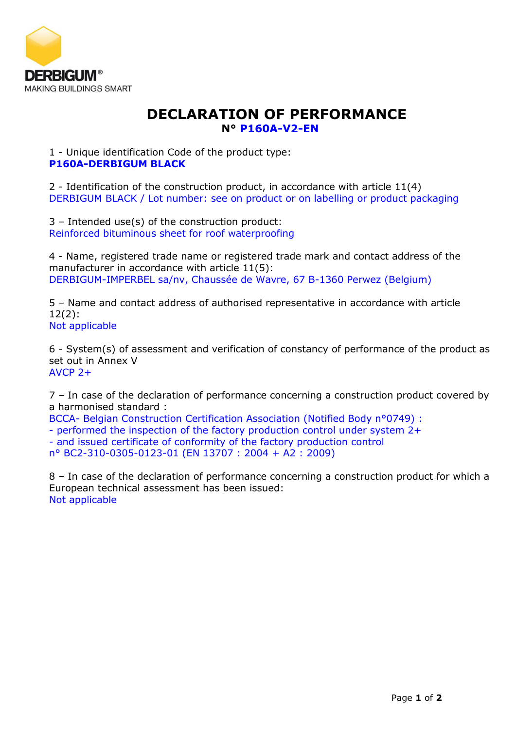DERBIGUM®
MAKING BUILDINGS SMART

# DECLARATION OF PERFORMANCE

**N° P160A-V2-EN**

1 - Unique identification Code of the product type:
**P160A-DERBIGUM BLACK**

2 - Identification of the construction product, in accordance with article 11(4)
DERBIGUM BLACK / Lot number: see on product or on labelling or product packaging

3 – Intended use(s) of the construction product:
Reinforced bituminous sheet for roof waterproofing

4 - Name, registered trade name or registered trade mark and contact address of the manufacturer in accordance with article 11(5):
DERBIGUM-IMPERBEL sa/nv, Chaussée de Wavre, 67 B-1360 Perwez (Belgium)

5 – Name and contact address of authorised representative in accordance with article 12(2):
Not applicable

6 - System(s) of assessment and verification of constancy of performance of the product as set out in Annex V
AVCP 2+

7 – In case of the declaration of performance concerning a construction product covered by a harmonised standard :
BCCA- Belgian Construction Certification Association (Notified Body n°0749) :
- performed the inspection of the factory production control under system 2+
- and issued certificate of conformity of the factory production control
n° BC2-310-0305-0123-01 (EN 13707 : 2004 + A2 : 2009)

8 – In case of the declaration of performance concerning a construction product for which a European technical assessment has been issued:
Not applicable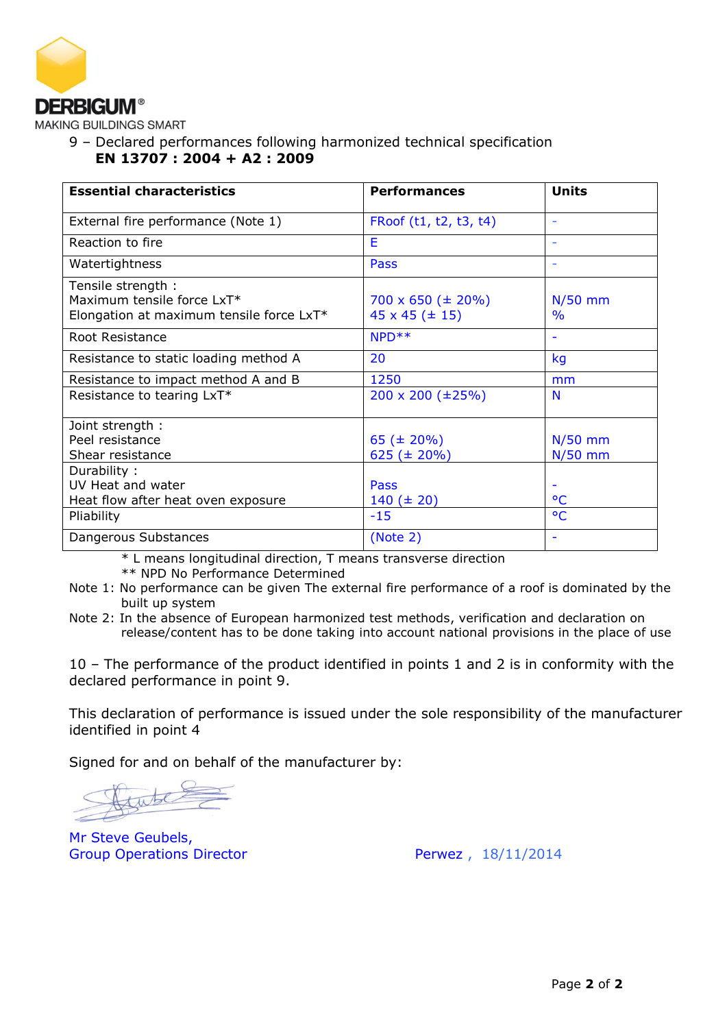9 – Declared performances following harmonized technical specification
**EN 13707 : 2004 + A2 : 2009**

| Essential characteristics | Performances | Units |
|---|---|---|
| External fire performance (Note 1) | FRoof (t1, t2, t3, t4) | - |
| Reaction to fire | E | - |
| Watertightness | Pass | - |
| Tensile strength :<br>Maximum tensile force LxT*<br>Elongation at maximum tensile force LxT* | <br>700 x 650 (± 20%)<br>45 x 45 (± 15) | <br>N/50 mm<br>% |
| Root Resistance | NPD** | - |
| Resistance to static loading method A | 20 | kg |
| Resistance to impact method A and B | 1250 | mm |
| Resistance to tearing LxT* | 200 x 200 (±25%) | N |
| Joint strength :<br>Peel resistance<br>Shear resistance | <br>65 (± 20%)<br>625 (± 20%) | <br>N/50 mm<br>N/50 mm |
| Durability :<br>UV Heat and water<br>Heat flow after heat oven exposure | <br>Pass<br>140 (± 20) | <br>-<br>°C |
| Pliability | -15 | °C |
| Dangerous Substances | (Note 2) | - |

\* L means longitudinal direction, T means transverse direction
\*\* NPD No Performance Determined

Note 1: No performance can be given The external fire performance of a roof is dominated by the built up system

Note 2: In the absence of European harmonized test methods, verification and declaration on release/content has to be done taking into account national provisions in the place of use

10 – The performance of the product identified in points 1 and 2 is in conformity with the declared performance in point 9.

This declaration of performance is issued under the sole responsibility of the manufacturer identified in point 4

Signed for and on behalf of the manufacturer by:

Mr Steve Geubels,
Group Operations Director

Perwez , 18/11/2014